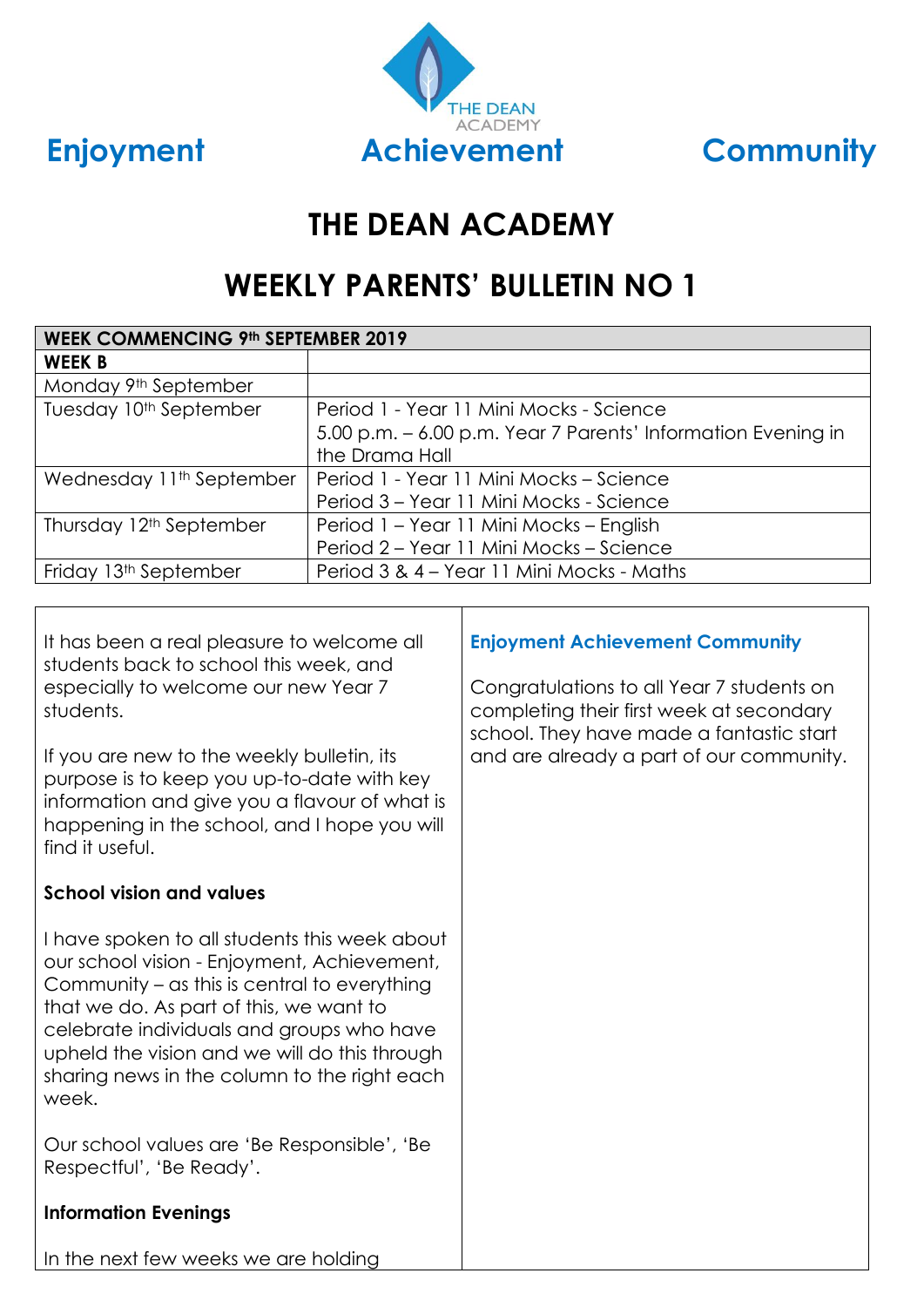THE DEAN ACADEMY

**Enjoyment** **Achievement** **Community**

# THE DEAN ACADEMY

# WEEKLY PARENTS' BULLETIN NO 1

| WEEK COMMENCING 9th SEPTEMBER 2019 | |
|---|---|
| **WEEK B** | |
| Monday 9th September | |
| Tuesday 10th September | Period 1 - Year 11 Mini Mocks - Science<br>5.00 p.m. – 6.00 p.m. Year 7 Parents' Information Evening in the Drama Hall |
| Wednesday 11th September | Period 1 - Year 11 Mini Mocks – Science<br>Period 3 – Year 11 Mini Mocks - Science |
| Thursday 12th September | Period 1 – Year 11 Mini Mocks – English<br>Period 2 – Year 11 Mini Mocks – Science |
| Friday 13th September | Period 3 & 4 – Year 11 Mini Mocks - Maths |

It has been a real pleasure to welcome all students back to school this week, and especially to welcome our new Year 7 students.

If you are new to the weekly bulletin, its purpose is to keep you up-to-date with key information and give you a flavour of what is happening in the school, and I hope you will find it useful.

**School vision and values**

I have spoken to all students this week about our school vision - Enjoyment, Achievement, Community – as this is central to everything that we do. As part of this, we want to celebrate individuals and groups who have upheld the vision and we will do this through sharing news in the column to the right each week.

Our school values are 'Be Responsible', 'Be Respectful', 'Be Ready'.

**Information Evenings**

In the next few weeks we are holding

**Enjoyment Achievement Community**

Congratulations to all Year 7 students on completing their first week at secondary school. They have made a fantastic start and are already a part of our community.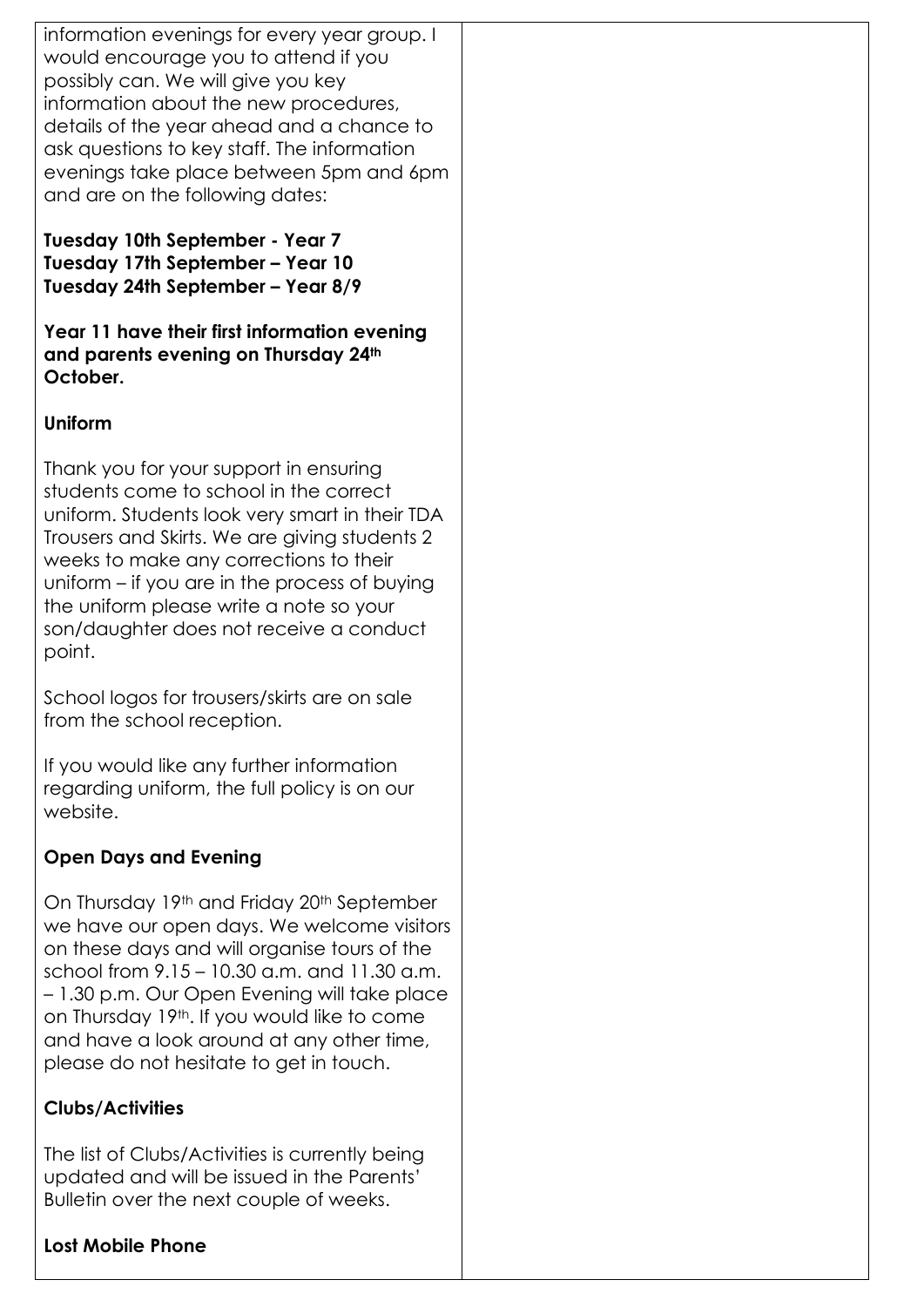information evenings for every year group. I would encourage you to attend if you possibly can. We will give you key information about the new procedures, details of the year ahead and a chance to ask questions to key staff. The information evenings take place between 5pm and 6pm and are on the following dates:

**Tuesday 10th September - Year 7**
**Tuesday 17th September – Year 10**
**Tuesday 24th September – Year 8/9**

**Year 11 have their first information evening and parents evening on Thursday 24th October.**

**Uniform**

Thank you for your support in ensuring students come to school in the correct uniform. Students look very smart in their TDA Trousers and Skirts. We are giving students 2 weeks to make any corrections to their uniform – if you are in the process of buying the uniform please write a note so your son/daughter does not receive a conduct point.

School logos for trousers/skirts are on sale from the school reception.

If you would like any further information regarding uniform, the full policy is on our website.

**Open Days and Evening**

On Thursday 19th and Friday 20th September we have our open days. We welcome visitors on these days and will organise tours of the school from 9.15 – 10.30 a.m. and 11.30 a.m. – 1.30 p.m. Our Open Evening will take place on Thursday 19th. If you would like to come and have a look around at any other time, please do not hesitate to get in touch.

**Clubs/Activities**

The list of Clubs/Activities is currently being updated and will be issued in the Parents' Bulletin over the next couple of weeks.

**Lost Mobile Phone**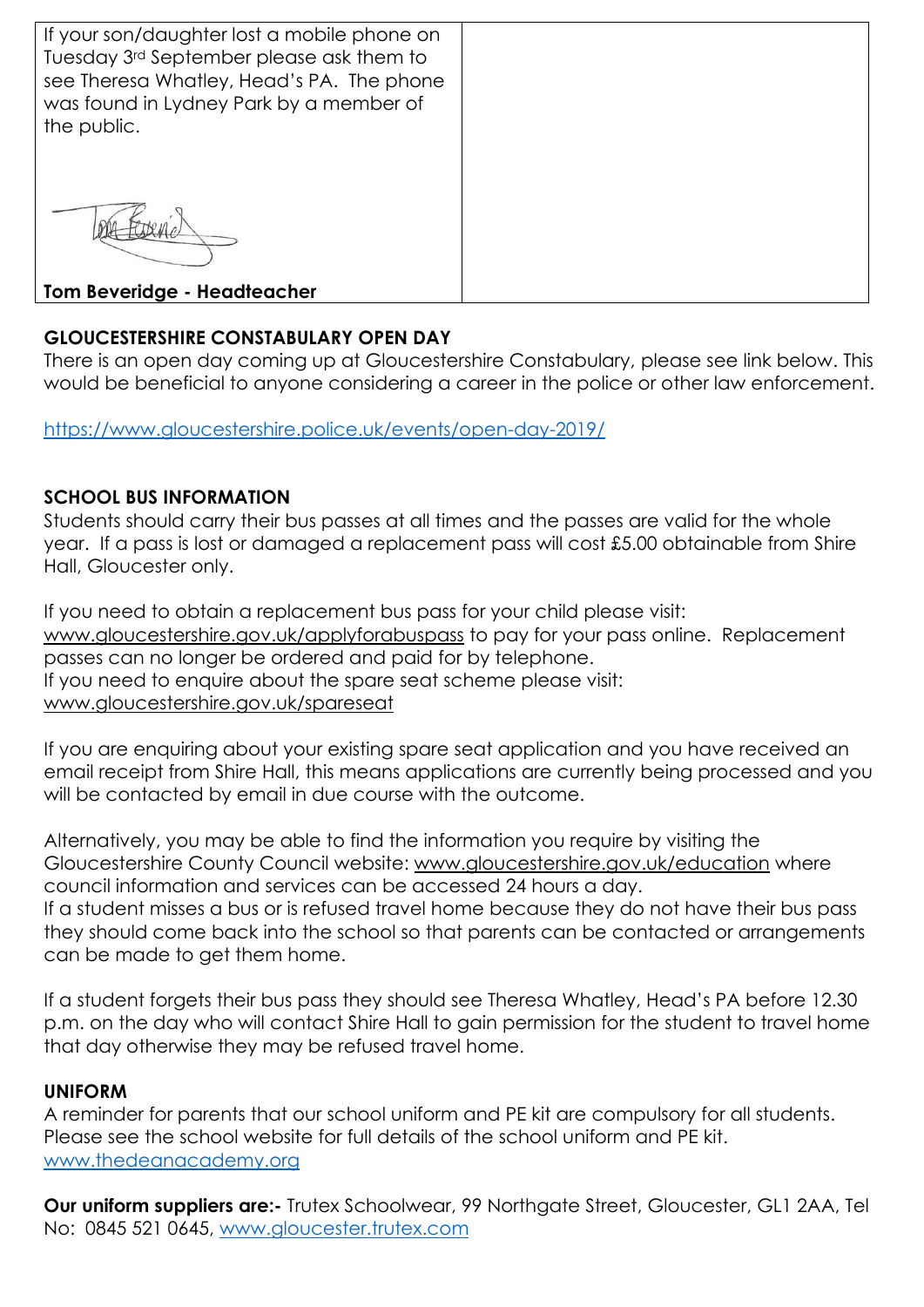If your son/daughter lost a mobile phone on Tuesday 3rd September please ask them to see Theresa Whatley, Head's PA. The phone was found in Lydney Park by a member of the public.

**Tom Beveridge - Headteacher**

**GLOUCESTERSHIRE CONSTABULARY OPEN DAY**

There is an open day coming up at Gloucestershire Constabulary, please see link below. This would be beneficial to anyone considering a career in the police or other law enforcement.

https://www.gloucestershire.police.uk/events/open-day-2019/

**SCHOOL BUS INFORMATION**

Students should carry their bus passes at all times and the passes are valid for the whole year. If a pass is lost or damaged a replacement pass will cost £5.00 obtainable from Shire Hall, Gloucester only.

If you need to obtain a replacement bus pass for your child please visit: www.gloucestershire.gov.uk/applyforabuspass to pay for your pass online. Replacement passes can no longer be ordered and paid for by telephone.
If you need to enquire about the spare seat scheme please visit: www.gloucestershire.gov.uk/spareseat

If you are enquiring about your existing spare seat application and you have received an email receipt from Shire Hall, this means applications are currently being processed and you will be contacted by email in due course with the outcome.

Alternatively, you may be able to find the information you require by visiting the Gloucestershire County Council website: www.gloucestershire.gov.uk/education where council information and services can be accessed 24 hours a day.
If a student misses a bus or is refused travel home because they do not have their bus pass they should come back into the school so that parents can be contacted or arrangements can be made to get them home.

If a student forgets their bus pass they should see Theresa Whatley, Head's PA before 12.30 p.m. on the day who will contact Shire Hall to gain permission for the student to travel home that day otherwise they may be refused travel home.

**UNIFORM**

A reminder for parents that our school uniform and PE kit are compulsory for all students. Please see the school website for full details of the school uniform and PE kit. www.thedeanacademy.org

**Our uniform suppliers are:-** Trutex Schoolwear, 99 Northgate Street, Gloucester, GL1 2AA, Tel No: 0845 521 0645, www.gloucester.trutex.com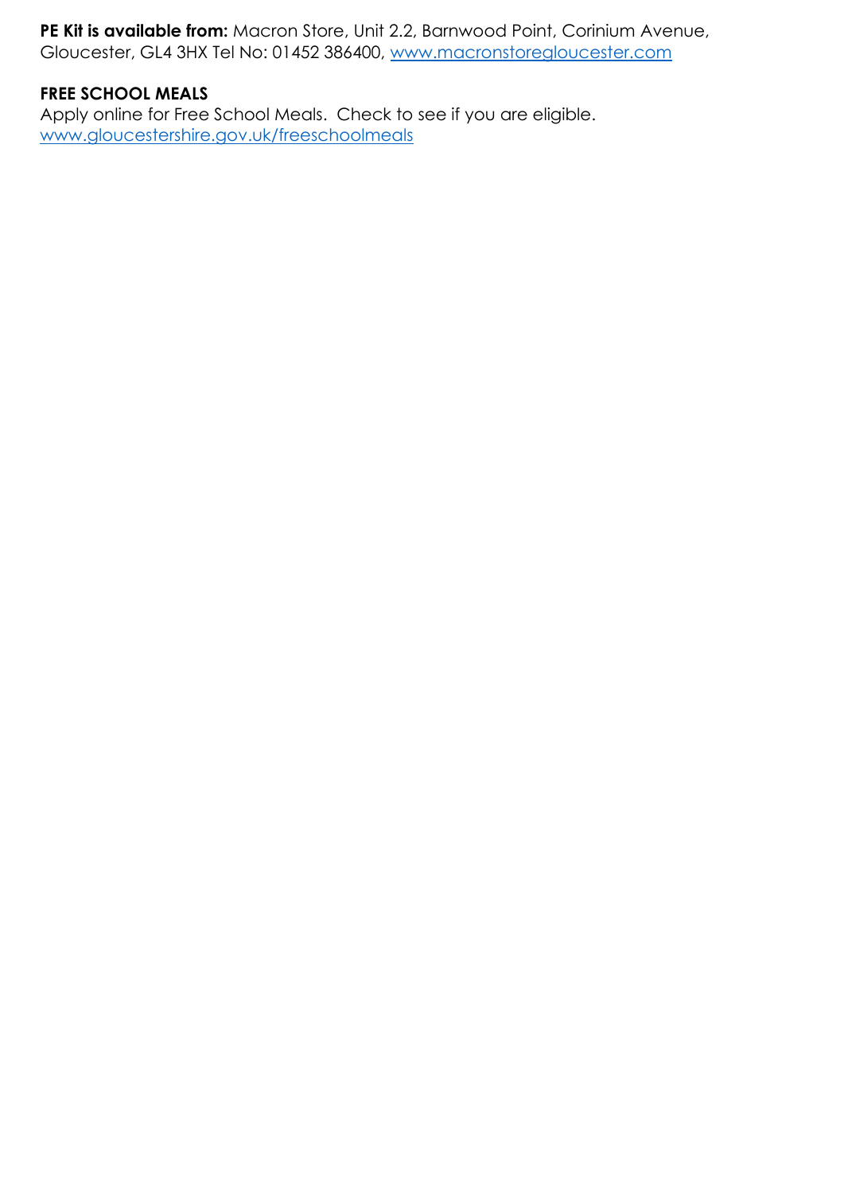**PE Kit is available from:** Macron Store, Unit 2.2, Barnwood Point, Corinium Avenue, Gloucester, GL4 3HX Tel No: 01452 386400, www.macronstoregloucester.com

**FREE SCHOOL MEALS**

Apply online for Free School Meals. Check to see if you are eligible.
www.gloucestershire.gov.uk/freeschoolmeals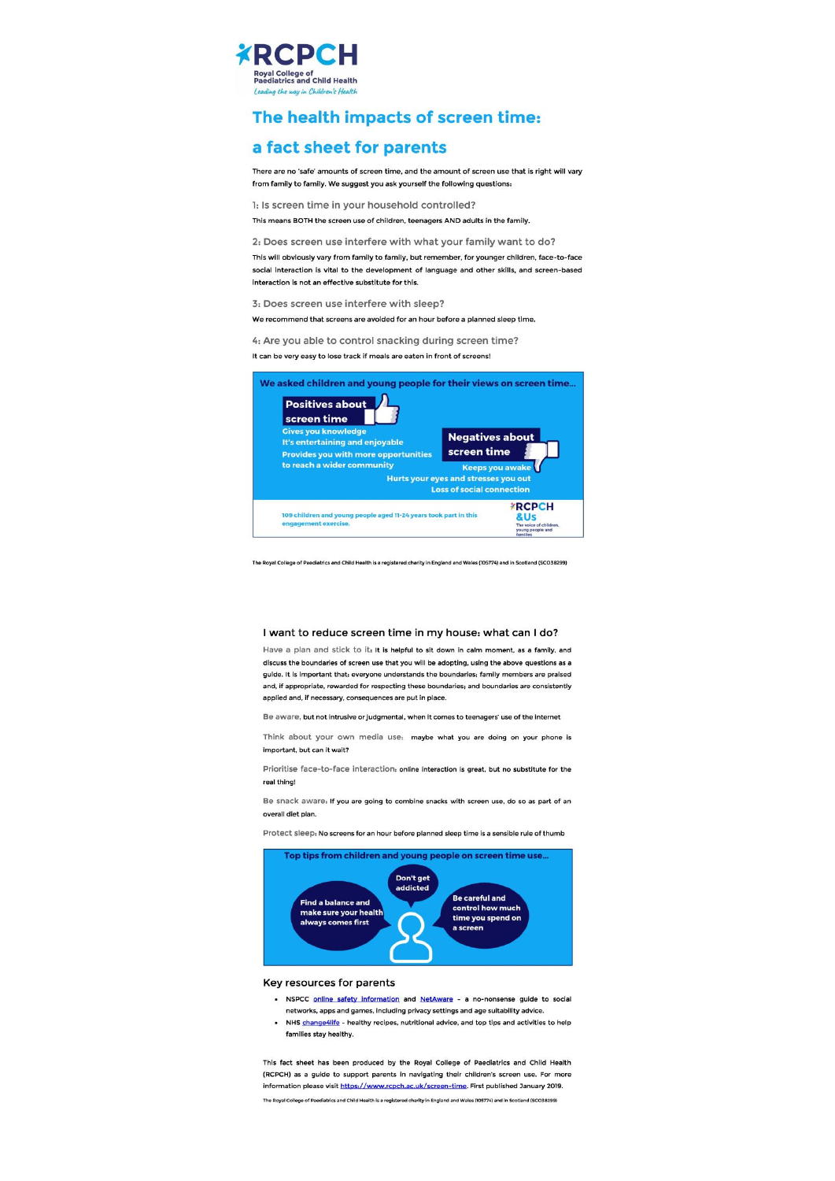RCPCH

Royal College of Paediatrics and Child Health

*Leading the way in Children's Health*

# The health impacts of screen time: a fact sheet for parents

There are no 'safe' amounts of screen time, and the amount of screen use that is right will vary from family to family. We suggest you ask yourself the following questions:

### 1: Is screen time in your household controlled?

This means BOTH the screen use of children, teenagers AND adults in the family.

### 2: Does screen use interfere with what your family want to do?

This will obviously vary from family to family, but remember, for younger children, face-to-face social interaction is vital to the development of language and other skills, and screen-based interaction is not an effective substitute for this.

### 3: Does screen use interfere with sleep?

We recommend that screens are avoided for an hour before a planned sleep time.

### 4: Are you able to control snacking during screen time?

It can be very easy to lose track if meals are eaten in front of screens!

**We asked children and young people for their views on screen time...**

**Positives about screen time**

Gives you knowledge

It's entertaining and enjoyable

Provides you with more opportunities to reach a wider community

**Negatives about screen time**

Keeps you awake

Hurts your eyes and stresses you out

Loss of social connection

109 children and young people aged 11-24 years took part in this engagement exercise.

RCPCH &Us – The voice of children, young people and families

The Royal College of Paediatrics and Child Health is a registered charity in England and Wales (105774) and in Scotland (SC038299)

### I want to reduce screen time in my house: what can I do?

Have a plan and stick to it: It is helpful to sit down in calm moment, as a family, and discuss the boundaries of screen use that you will be adopting, using the above questions as a guide. It is important that: everyone understands the boundaries; family members are praised and, if appropriate, rewarded for respecting these boundaries; and boundaries are consistently applied and, if necessary, consequences are put in place.

Be aware, but not intrusive or judgmental, when it comes to teenagers' use of the internet

Think about your own media use: maybe what you are doing on your phone is important, but can it wait?

Prioritise face-to-face interaction: online interaction is great, but no substitute for the real thing!

Be snack aware: If you are going to combine snacks with screen use, do so as part of an overall diet plan.

Protect sleep: No screens for an hour before planned sleep time is a sensible rule of thumb

**Top tips from children and young people on screen time use...**

Don't get addicted

Find a balance and make sure your health always comes first

Be careful and control how much time you spend on a screen

### Key resources for parents

- NSPCC online safety information and NetAware – a no-nonsense guide to social networks, apps and games, including privacy settings and age suitability advice.
- NHS change4life - healthy recipes, nutritional advice, and top tips and activities to help families stay healthy.

This fact sheet has been produced by the Royal College of Paediatrics and Child Health (RCPCH) as a guide to support parents in navigating their children's screen use. For more information please visit https://www.rcpch.ac.uk/screen-time. First published January 2019.

The Royal College of Paediatrics and Child Health is a registered charity in England and Wales (105774) and in Scotland (SC038299)